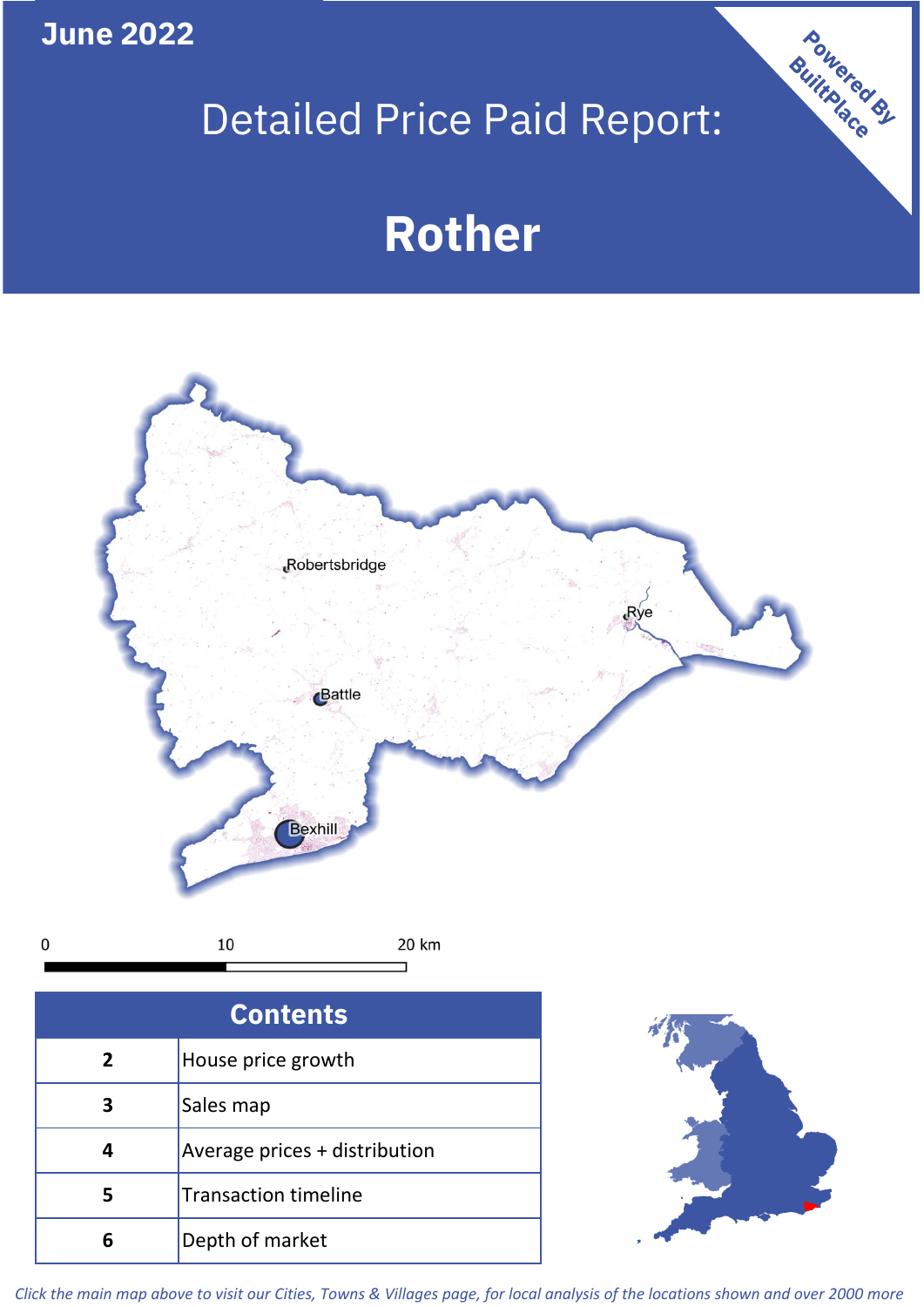June 2022

# Detailed Price Paid Report:

# Rother

Powered By BuiltPlace

Robertsbridge

Rye

Battle

Bexhill

0 10 20 km

| Contents | |
|---|---|
| 2 | House price growth |
| 3 | Sales map |
| 4 | Average prices + distribution |
| 5 | Transaction timeline |
| 6 | Depth of market |

*Click the main map above to visit our Cities, Towns & Villages page, for local analysis of the locations shown and over 2000 more*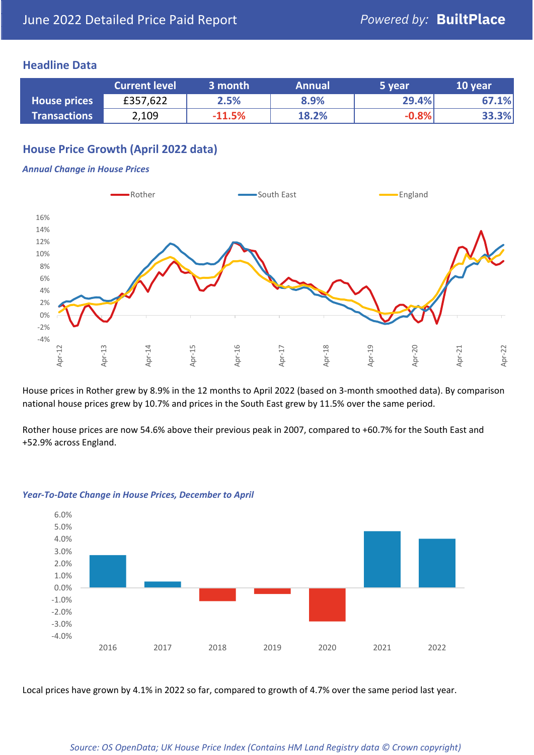# June 2022 Detailed Price Paid Report

Powered by: **BuiltPlace**

## Headline Data

| | Current level | 3 month | Annual | 5 year | 10 year |
|---|---|---|---|---|---|
| **House prices** | £357,622 | 2.5% | 8.9% | 29.4% | 67.1% |
| **Transactions** | 2,109 | -11.5% | 18.2% | -0.8% | 33.3% |

## House Price Growth (April 2022 data)

*Annual Change in House Prices*

House prices in Rother grew by 8.9% in the 12 months to April 2022 (based on 3-month smoothed data). By comparison national house prices grew by 10.7% and prices in the South East grew by 11.5% over the same period.

Rother house prices are now 54.6% above their previous peak in 2007, compared to +60.7% for the South East and +52.9% across England.

*Year-To-Date Change in House Prices, December to April*

Local prices have grown by 4.1% in 2022 so far, compared to growth of 4.7% over the same period last year.

*Source: OS OpenData; UK House Price Index (Contains HM Land Registry data © Crown copyright)*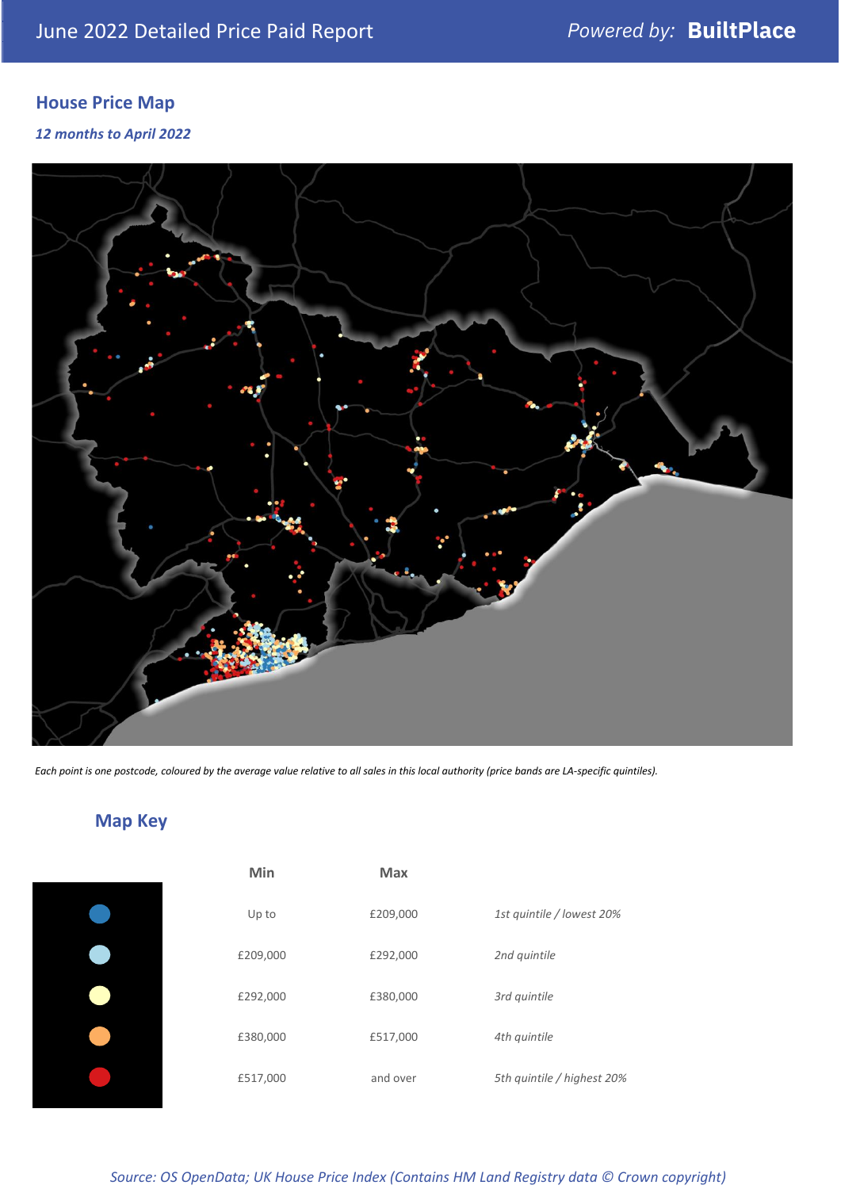June 2022 Detailed Price Paid Report

Powered by: **BuiltPlace**

## House Price Map

*12 months to April 2022*

*Each point is one postcode, coloured by the average value relative to all sales in this local authority (price bands are LA-specific quintiles).*

## Map Key

| | Min | Max | |
|---|---|---|---|
| | Up to | £209,000 | *1st quintile / lowest 20%* |
| | £209,000 | £292,000 | *2nd quintile* |
| | £292,000 | £380,000 | *3rd quintile* |
| | £380,000 | £517,000 | *4th quintile* |
| | £517,000 | and over | *5th quintile / highest 20%* |

*Source: OS OpenData; UK House Price Index (Contains HM Land Registry data © Crown copyright)*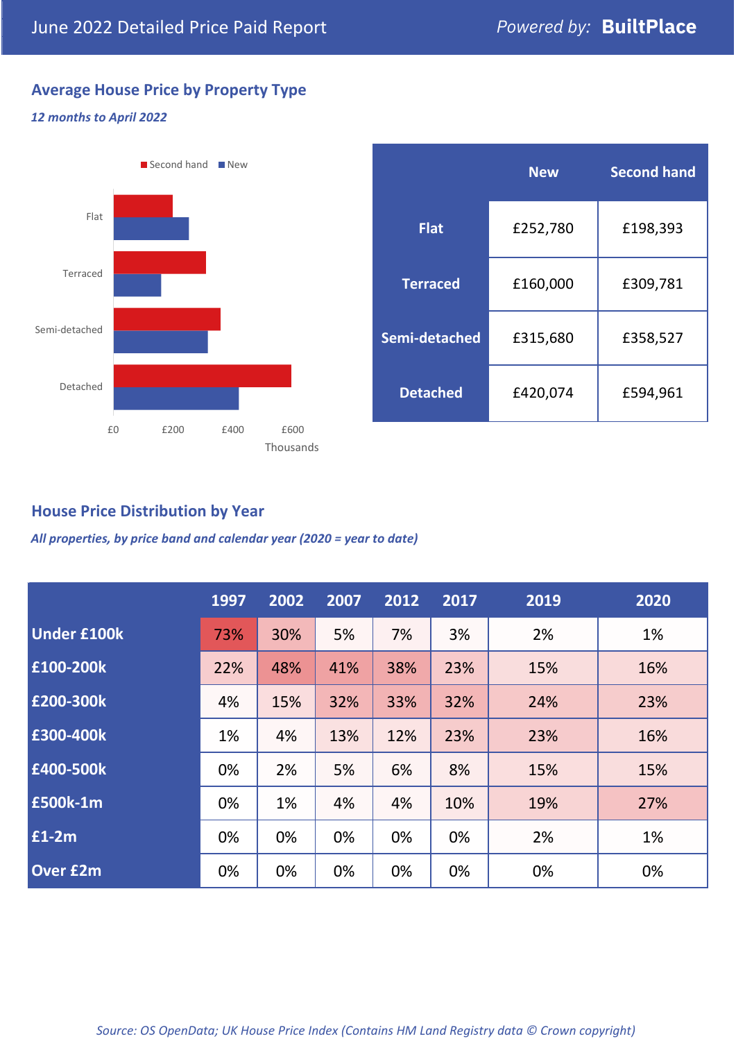# June 2022 Detailed Price Paid Report

Powered by: **BuiltPlace**

## Average House Price by Property Type

*12 months to April 2022*

|  | New | Second hand |
|---|---|---|
| **Flat** | £252,780 | £198,393 |
| **Terraced** | £160,000 | £309,781 |
| **Semi-detached** | £315,680 | £358,527 |
| **Detached** | £420,074 | £594,961 |

## House Price Distribution by Year

*All properties, by price band and calendar year (2020 = year to date)*

|  | 1997 | 2002 | 2007 | 2012 | 2017 | 2019 | 2020 |
|---|---|---|---|---|---|---|---|
| **Under £100k** | 73% | 30% | 5% | 7% | 3% | 2% | 1% |
| **£100-200k** | 22% | 48% | 41% | 38% | 23% | 15% | 16% |
| **£200-300k** | 4% | 15% | 32% | 33% | 32% | 24% | 23% |
| **£300-400k** | 1% | 4% | 13% | 12% | 23% | 23% | 16% |
| **£400-500k** | 0% | 2% | 5% | 6% | 8% | 15% | 15% |
| **£500k-1m** | 0% | 1% | 4% | 4% | 10% | 19% | 27% |
| **£1-2m** | 0% | 0% | 0% | 0% | 0% | 2% | 1% |
| **Over £2m** | 0% | 0% | 0% | 0% | 0% | 0% | 0% |

*Source: OS OpenData; UK House Price Index (Contains HM Land Registry data © Crown copyright)*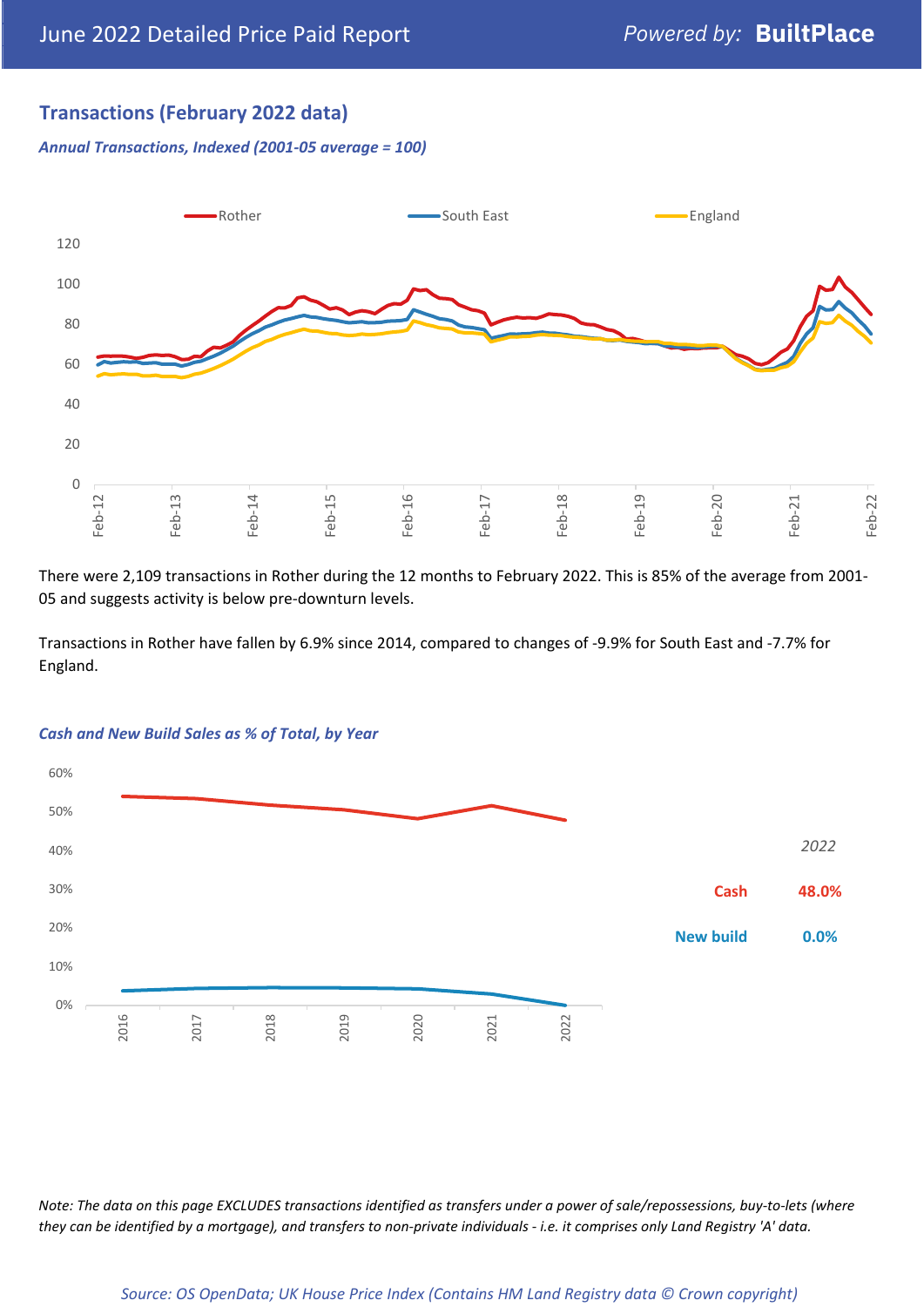June 2022 Detailed Price Paid Report — Powered by: **BuiltPlace**

## Transactions (February 2022 data)

***Annual Transactions, Indexed (2001-05 average = 100)***

There were 2,109 transactions in Rother during the 12 months to February 2022. This is 85% of the average from 2001-05 and suggests activity is below pre-downturn levels.

Transactions in Rother have fallen by 6.9% since 2014, compared to changes of -9.9% for South East and -7.7% for England.

***Cash and New Build Sales as % of Total, by Year***

| *2022* | |
|---|---|
| **Cash** | **48.0%** |
| **New build** | **0.0%** |

*Note: The data on this page EXCLUDES transactions identified as transfers under a power of sale/repossessions, buy-to-lets (where they can be identified by a mortgage), and transfers to non-private individuals - i.e. it comprises only Land Registry 'A' data.*

*Source: OS OpenData; UK House Price Index (Contains HM Land Registry data © Crown copyright)*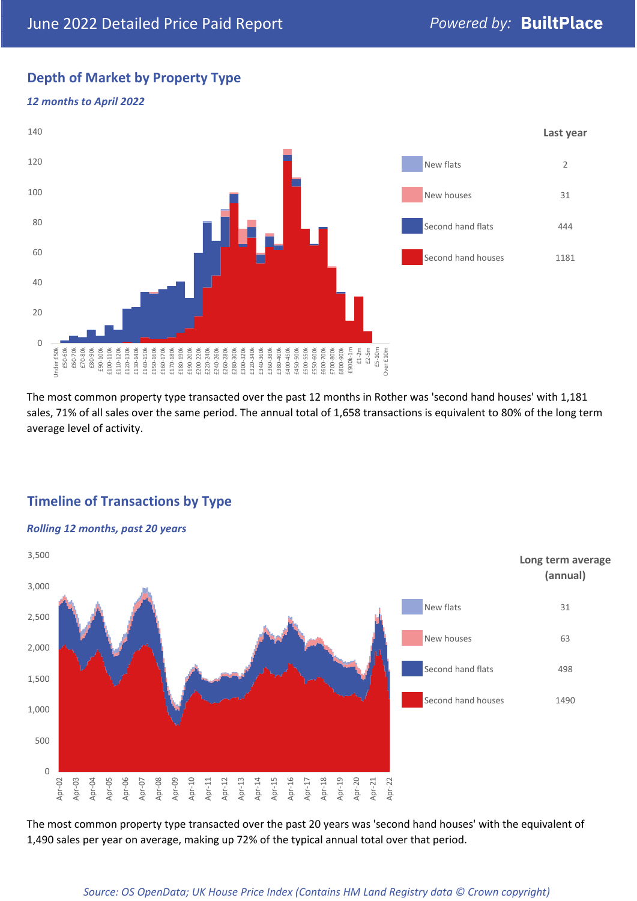# June 2022 Detailed Price Paid Report

Powered by: **BuiltPlace**

## Depth of Market by Property Type

*12 months to April 2022*

140
120
100
80
60
40
20
0

Under £50k, £50-60k, £60-70k, £70-80k, £80-90k, £90-100k, £100-110k, £110-120k, £120-130k, £130-140k, £140-150k, £150-160k, £160-170k, £170-180k, £180-190k, £190-200k, £200-220k, £220-240k, £240-260k, £260-280k, £280-300k, £300-320k, £320-340k, £340-360k, £360-380k, £380-400k, £400-450k, £450-500k, £500-550k, £550-600k, £600-700k, £700-800k, £800-900k, £900k-1m, £1-2m, £2-5m, £5-10m, Over £10m

Last year

New flats 2
New houses 31
Second hand flats 444
Second hand houses 1181

The most common property type transacted over the past 12 months in Rother was 'second hand houses' with 1,181 sales, 71% of all sales over the same period. The annual total of 1,658 transactions is equivalent to 80% of the long term average level of activity.

## Timeline of Transactions by Type

*Rolling 12 months, past 20 years*

3,500
3,000
2,500
2,000
1,500
1,000
500
0

Apr-02, Apr-03, Apr-04, Apr-05, Apr-06, Apr-07, Apr-08, Apr-09, Apr-10, Apr-11, Apr-12, Apr-13, Apr-14, Apr-15, Apr-16, Apr-17, Apr-18, Apr-19, Apr-20, Apr-21, Apr-22

Long term average (annual)

New flats 31
New houses 63
Second hand flats 498
Second hand houses 1490

The most common property type transacted over the past 20 years was 'second hand houses' with the equivalent of 1,490 sales per year on average, making up 72% of the typical annual total over that period.

*Source: OS OpenData; UK House Price Index (Contains HM Land Registry data © Crown copyright)*